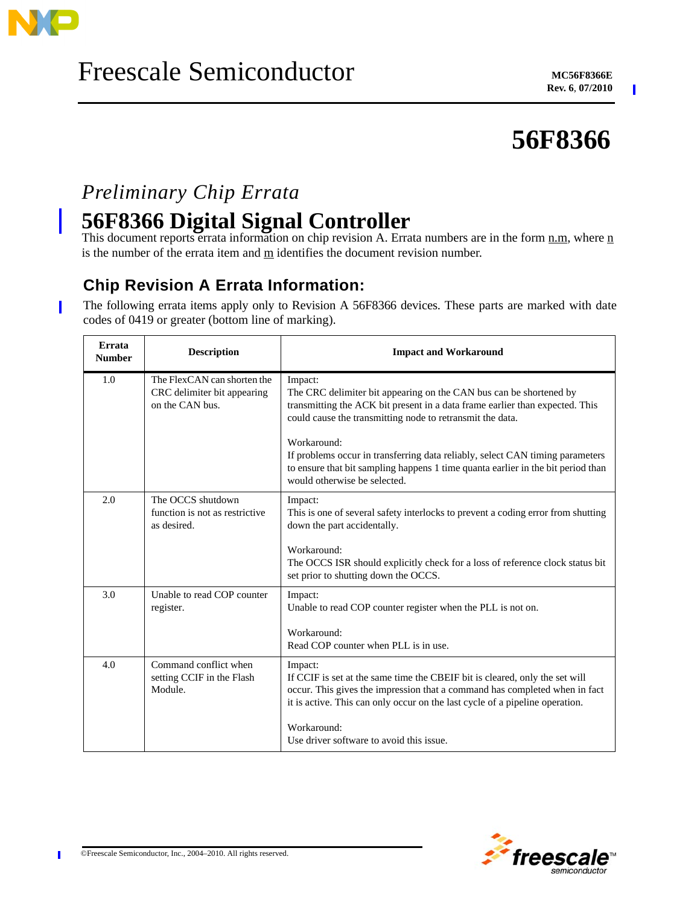Freescale Semiconductor

MC56F8366E
Rev. 6, 07/2010

# 56F8366

*Preliminary Chip Errata*

# 56F8366 Digital Signal Controller

This document reports errata information on chip revision A. Errata numbers are in the form n.m, where n is the number of the errata item and m identifies the document revision number.

## Chip Revision A Errata Information:

The following errata items apply only to Revision A 56F8366 devices. These parts are marked with date codes of 0419 or greater (bottom line of marking).

| Errata Number | Description | Impact and Workaround |
|---|---|---|
| 1.0 | The FlexCAN can shorten the CRC delimiter bit appearing on the CAN bus. | Impact:<br>The CRC delimiter bit appearing on the CAN bus can be shortened by transmitting the ACK bit present in a data frame earlier than expected. This could cause the transmitting node to retransmit the data.<br><br>Workaround:<br>If problems occur in transferring data reliably, select CAN timing parameters to ensure that bit sampling happens 1 time quanta earlier in the bit period than would otherwise be selected. |
| 2.0 | The OCCS shutdown function is not as restrictive as desired. | Impact:<br>This is one of several safety interlocks to prevent a coding error from shutting down the part accidentally.<br><br>Workaround:<br>The OCCS ISR should explicitly check for a loss of reference clock status bit set prior to shutting down the OCCS. |
| 3.0 | Unable to read COP counter register. | Impact:<br>Unable to read COP counter register when the PLL is not on.<br><br>Workaround:<br>Read COP counter when PLL is in use. |
| 4.0 | Command conflict when setting CCIF in the Flash Module. | Impact:<br>If CCIF is set at the same time the CBEIF bit is cleared, only the set will occur. This gives the impression that a command has completed when in fact it is active. This can only occur on the last cycle of a pipeline operation.<br><br>Workaround:<br>Use driver software to avoid this issue. |

©Freescale Semiconductor, Inc., 2004–2010. All rights reserved.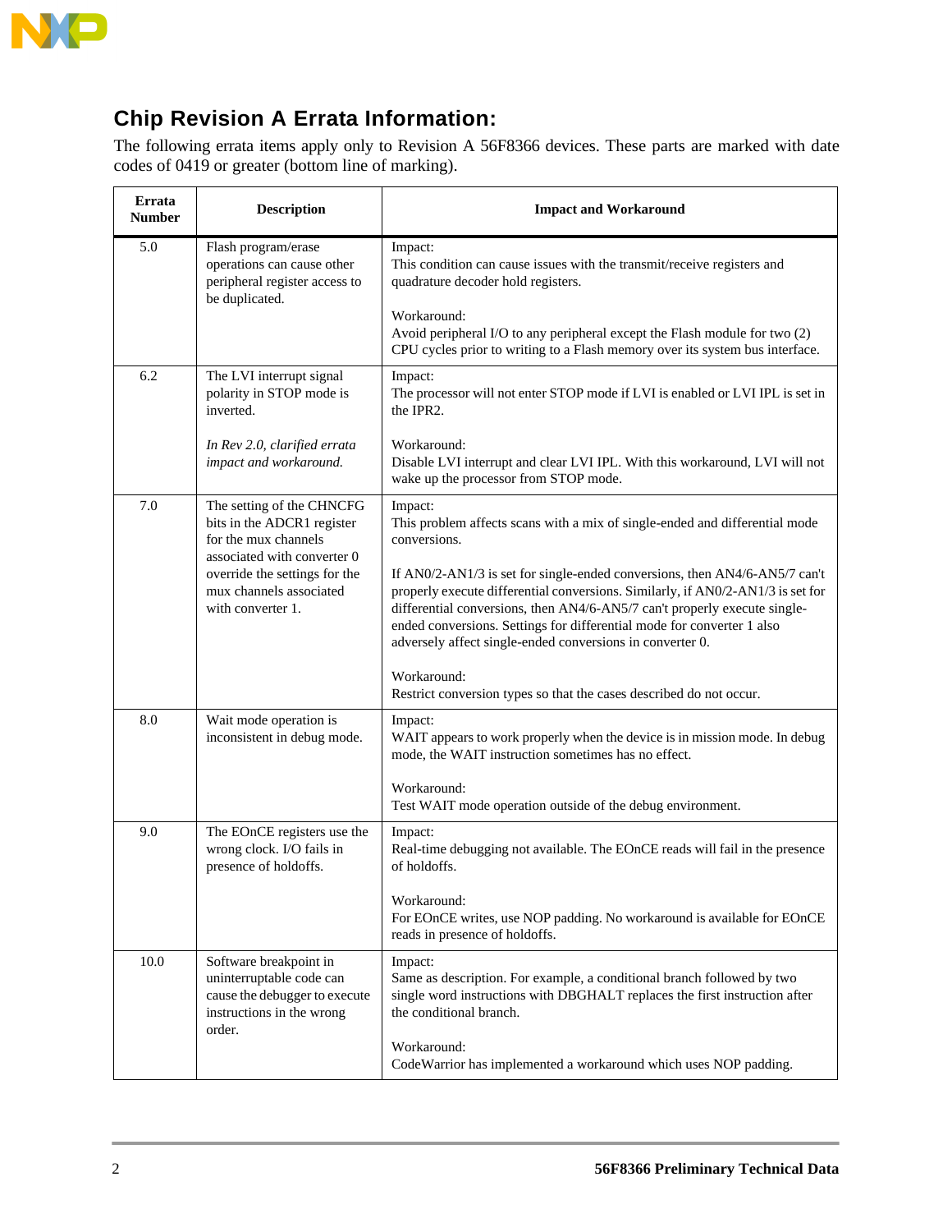## Chip Revision A Errata Information:

The following errata items apply only to Revision A 56F8366 devices. These parts are marked with date codes of 0419 or greater (bottom line of marking).

| Errata Number | Description | Impact and Workaround |
|---|---|---|
| 5.0 | Flash program/erase operations can cause other peripheral register access to be duplicated. | Impact:<br>This condition can cause issues with the transmit/receive registers and quadrature decoder hold registers.<br><br>Workaround:<br>Avoid peripheral I/O to any peripheral except the Flash module for two (2) CPU cycles prior to writing to a Flash memory over its system bus interface. |
| 6.2 | The LVI interrupt signal polarity in STOP mode is inverted.<br><br>*In Rev 2.0, clarified errata impact and workaround.* | Impact:<br>The processor will not enter STOP mode if LVI is enabled or LVI IPL is set in the IPR2.<br><br>Workaround:<br>Disable LVI interrupt and clear LVI IPL. With this workaround, LVI will not wake up the processor from STOP mode. |
| 7.0 | The setting of the CHNCFG bits in the ADCR1 register for the mux channels associated with converter 0 override the settings for the mux channels associated with converter 1. | Impact:<br>This problem affects scans with a mix of single-ended and differential mode conversions.<br><br>If AN0/2-AN1/3 is set for single-ended conversions, then AN4/6-AN5/7 can't properly execute differential conversions. Similarly, if AN0/2-AN1/3 is set for differential conversions, then AN4/6-AN5/7 can't properly execute single-ended conversions. Settings for differential mode for converter 1 also adversely affect single-ended conversions in converter 0.<br><br>Workaround:<br>Restrict conversion types so that the cases described do not occur. |
| 8.0 | Wait mode operation is inconsistent in debug mode. | Impact:<br>WAIT appears to work properly when the device is in mission mode. In debug mode, the WAIT instruction sometimes has no effect.<br><br>Workaround:<br>Test WAIT mode operation outside of the debug environment. |
| 9.0 | The EOnCE registers use the wrong clock. I/O fails in presence of holdoffs. | Impact:<br>Real-time debugging not available. The EOnCE reads will fail in the presence of holdoffs.<br><br>Workaround:<br>For EOnCE writes, use NOP padding. No workaround is available for EOnCE reads in presence of holdoffs. |
| 10.0 | Software breakpoint in uninterruptable code can cause the debugger to execute instructions in the wrong order. | Impact:<br>Same as description. For example, a conditional branch followed by two single word instructions with DBGHALT replaces the first instruction after the conditional branch.<br><br>Workaround:<br>CodeWarrior has implemented a workaround which uses NOP padding. |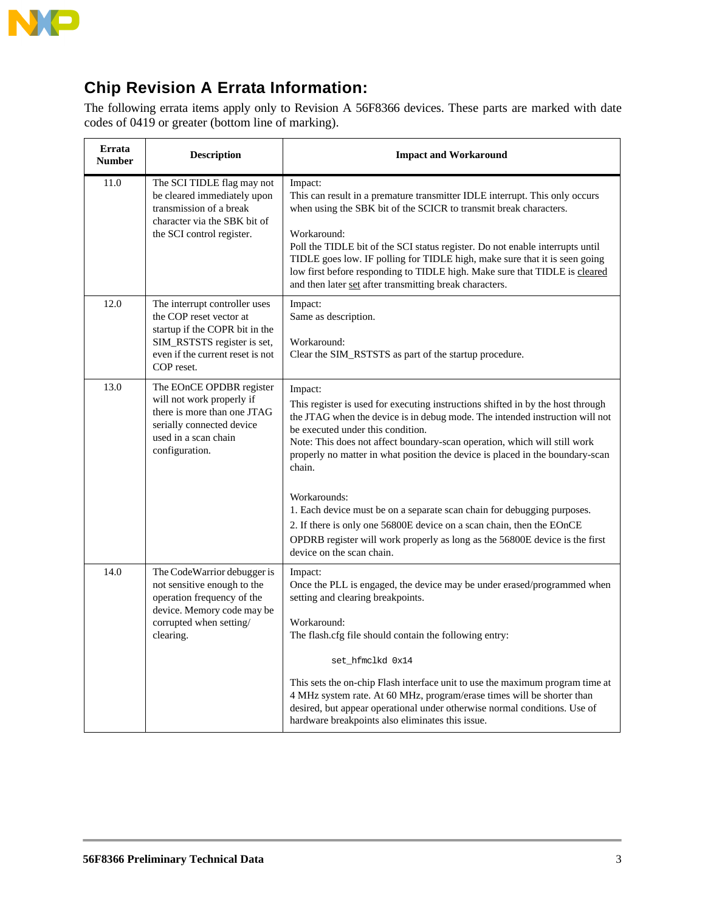## Chip Revision A Errata Information:

The following errata items apply only to Revision A 56F8366 devices. These parts are marked with date codes of 0419 or greater (bottom line of marking).

| Errata Number | Description | Impact and Workaround |
|---|---|---|
| 11.0 | The SCI TIDLE flag may not be cleared immediately upon transmission of a break character via the SBK bit of the SCI control register. | Impact:<br>This can result in a premature transmitter IDLE interrupt. This only occurs when using the SBK bit of the SCICR to transmit break characters.<br><br>Workaround:<br>Poll the TIDLE bit of the SCI status register. Do not enable interrupts until TIDLE goes low. IF polling for TIDLE high, make sure that it is seen going low first before responding to TIDLE high. Make sure that TIDLE is <u>cleared</u> and then later <u>set</u> after transmitting break characters. |
| 12.0 | The interrupt controller uses the COP reset vector at startup if the COPR bit in the SIM_RSTSTS register is set, even if the current reset is not COP reset. | Impact:<br>Same as description.<br><br>Workaround:<br>Clear the SIM_RSTSTS as part of the startup procedure. |
| 13.0 | The EOnCE OPDBR register will not work properly if there is more than one JTAG serially connected device used in a scan chain configuration. | Impact:<br>This register is used for executing instructions shifted in by the host through the JTAG when the device is in debug mode. The intended instruction will not be executed under this condition.<br>Note: This does not affect boundary-scan operation, which will still work properly no matter in what position the device is placed in the boundary-scan chain.<br><br>Workarounds:<br>1. Each device must be on a separate scan chain for debugging purposes.<br>2. If there is only one 56800E device on a scan chain, then the EOnCE OPDRB register will work properly as long as the 56800E device is the first device on the scan chain. |
| 14.0 | The CodeWarrior debugger is not sensitive enough to the operation frequency of the device. Memory code may be corrupted when setting/ clearing. | Impact:<br>Once the PLL is engaged, the device may be under erased/programmed when setting and clearing breakpoints.<br><br>Workaround:<br>The flash.cfg file should contain the following entry:<br><br>`set_hfmclkd 0x14`<br><br>This sets the on-chip Flash interface unit to use the maximum program time at 4 MHz system rate. At 60 MHz, program/erase times will be shorter than desired, but appear operational under otherwise normal conditions. Use of hardware breakpoints also eliminates this issue. |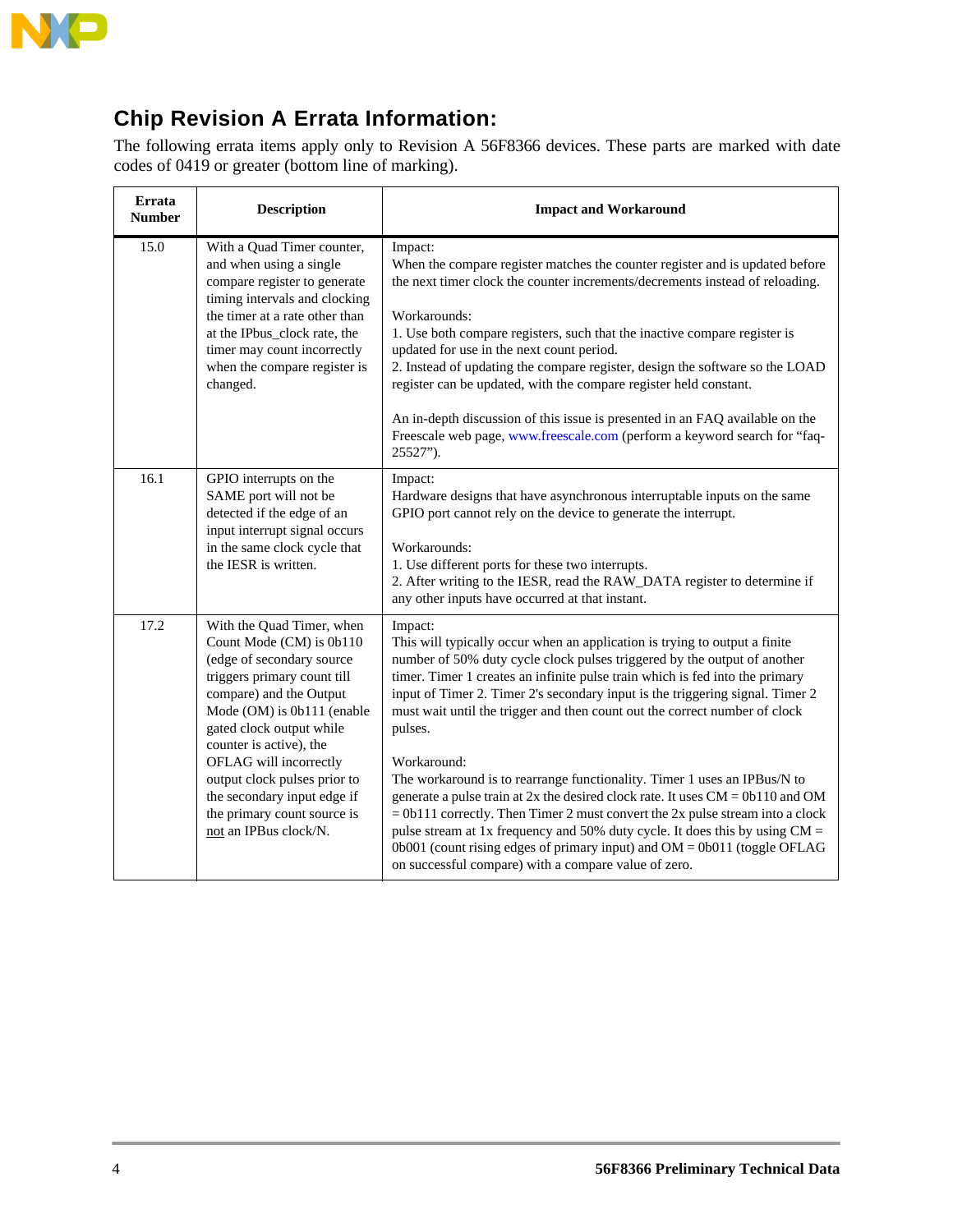## Chip Revision A Errata Information:

The following errata items apply only to Revision A 56F8366 devices. These parts are marked with date codes of 0419 or greater (bottom line of marking).

| Errata Number | Description | Impact and Workaround |
|---|---|---|
| 15.0 | With a Quad Timer counter, and when using a single compare register to generate timing intervals and clocking the timer at a rate other than at the IPbus_clock rate, the timer may count incorrectly when the compare register is changed. | Impact:<br>When the compare register matches the counter register and is updated before the next timer clock the counter increments/decrements instead of reloading.<br><br>Workarounds:<br>1. Use both compare registers, such that the inactive compare register is updated for use in the next count period.<br>2. Instead of updating the compare register, design the software so the LOAD register can be updated, with the compare register held constant.<br><br>An in-depth discussion of this issue is presented in an FAQ available on the Freescale web page, www.freescale.com (perform a keyword search for “faq-25527”). |
| 16.1 | GPIO interrupts on the SAME port will not be detected if the edge of an input interrupt signal occurs in the same clock cycle that the IESR is written. | Impact:<br>Hardware designs that have asynchronous interruptable inputs on the same GPIO port cannot rely on the device to generate the interrupt.<br><br>Workarounds:<br>1. Use different ports for these two interrupts.<br>2. After writing to the IESR, read the RAW_DATA register to determine if any other inputs have occurred at that instant. |
| 17.2 | With the Quad Timer, when Count Mode (CM) is 0b110 (edge of secondary source triggers primary count till compare) and the Output Mode (OM) is 0b111 (enable gated clock output while counter is active), the OFLAG will incorrectly output clock pulses prior to the secondary input edge if the primary count source is <u>not</u> an IPBus clock/N. | Impact:<br>This will typically occur when an application is trying to output a finite number of 50% duty cycle clock pulses triggered by the output of another timer. Timer 1 creates an infinite pulse train which is fed into the primary input of Timer 2. Timer 2's secondary input is the triggering signal. Timer 2 must wait until the trigger and then count out the correct number of clock pulses.<br><br>Workaround:<br>The workaround is to rearrange functionality. Timer 1 uses an IPBus/N to generate a pulse train at 2x the desired clock rate. It uses CM = 0b110 and OM = 0b111 correctly. Then Timer 2 must convert the 2x pulse stream into a clock pulse stream at 1x frequency and 50% duty cycle. It does this by using CM = 0b001 (count rising edges of primary input) and OM = 0b011 (toggle OFLAG on successful compare) with a compare value of zero. |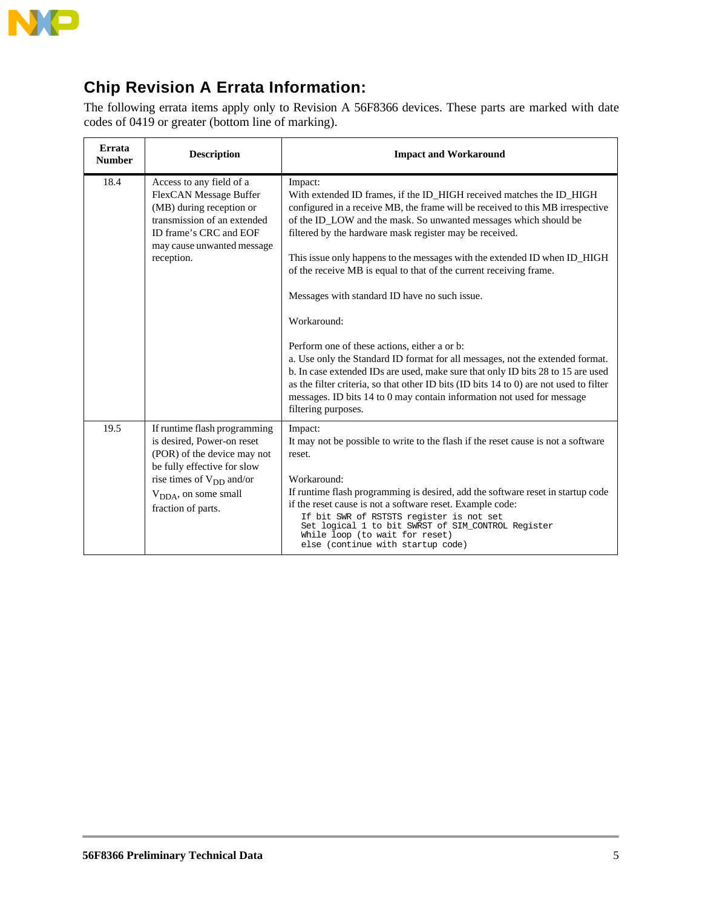## Chip Revision A Errata Information:

The following errata items apply only to Revision A 56F8366 devices. These parts are marked with date codes of 0419 or greater (bottom line of marking).

| Errata Number | Description | Impact and Workaround |
|---|---|---|
| 18.4 | Access to any field of a FlexCAN Message Buffer (MB) during reception or transmission of an extended ID frame's CRC and EOF may cause unwanted message reception. | Impact:<br>With extended ID frames, if the ID_HIGH received matches the ID_HIGH configured in a receive MB, the frame will be received to this MB irrespective of the ID_LOW and the mask. So unwanted messages which should be filtered by the hardware mask register may be received.<br><br>This issue only happens to the messages with the extended ID when ID_HIGH of the receive MB is equal to that of the current receiving frame.<br><br>Messages with standard ID have no such issue.<br><br>Workaround:<br><br>Perform one of these actions, either a or b:<br>a. Use only the Standard ID format for all messages, not the extended format.<br>b. In case extended IDs are used, make sure that only ID bits 28 to 15 are used as the filter criteria, so that other ID bits (ID bits 14 to 0) are not used to filter messages. ID bits 14 to 0 may contain information not used for message filtering purposes. |
| 19.5 | If runtime flash programming is desired, Power-on reset (POR) of the device may not be fully effective for slow rise times of $V_{DD}$ and/or $V_{DDA}$, on some small fraction of parts. | Impact:<br>It may not be possible to write to the flash if the reset cause is not a software reset.<br><br>Workaround:<br>If runtime flash programming is desired, add the software reset in startup code if the reset cause is not a software reset. Example code:<br>`If bit SWR of RSTSTS register is not set`<br>`Set logical 1 to bit SWRST of SIM_CONTROL Register`<br>`While loop (to wait for reset)`<br>`else (continue with startup code)` |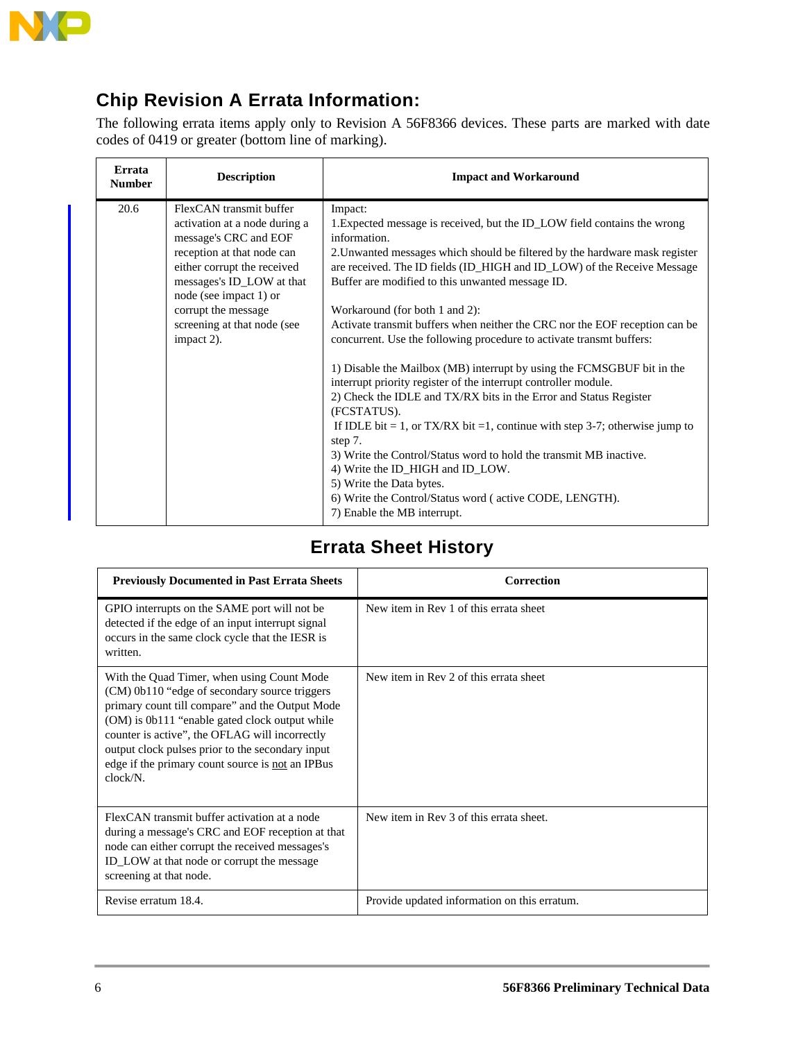## Chip Revision A Errata Information:

The following errata items apply only to Revision A 56F8366 devices. These parts are marked with date codes of 0419 or greater (bottom line of marking).

| Errata Number | Description | Impact and Workaround |
|---|---|---|
| 20.6 | FlexCAN transmit buffer activation at a node during a message's CRC and EOF reception at that node can either corrupt the received messages's ID_LOW at that node (see impact 1) or corrupt the message screening at that node (see impact 2). | Impact:<br>1.Expected message is received, but the ID_LOW field contains the wrong information.<br>2.Unwanted messages which should be filtered by the hardware mask register are received. The ID fields (ID_HIGH and ID_LOW) of the Receive Message Buffer are modified to this unwanted message ID.<br><br>Workaround (for both 1 and 2):<br>Activate transmit buffers when neither the CRC nor the EOF reception can be concurrent. Use the following procedure to activate transmt buffers:<br><br>1) Disable the Mailbox (MB) interrupt by using the FCMSGBUF bit in the interrupt priority register of the interrupt controller module.<br>2) Check the IDLE and TX/RX bits in the Error and Status Register (FCSTATUS).<br>If IDLE bit = 1, or TX/RX bit =1, continue with step 3-7; otherwise jump to step 7.<br>3) Write the Control/Status word to hold the transmit MB inactive.<br>4) Write the ID_HIGH and ID_LOW.<br>5) Write the Data bytes.<br>6) Write the Control/Status word ( active CODE, LENGTH).<br>7) Enable the MB interrupt. |

## Errata Sheet History

| Previously Documented in Past Errata Sheets | Correction |
|---|---|
| GPIO interrupts on the SAME port will not be detected if the edge of an input interrupt signal occurs in the same clock cycle that the IESR is written. | New item in Rev 1 of this errata sheet |
| With the Quad Timer, when using Count Mode (CM) 0b110 “edge of secondary source triggers primary count till compare” and the Output Mode (OM) is 0b111 “enable gated clock output while counter is active”, the OFLAG will incorrectly output clock pulses prior to the secondary input edge if the primary count source is not an IPBus clock/N. | New item in Rev 2 of this errata sheet |
| FlexCAN transmit buffer activation at a node during a message's CRC and EOF reception at that node can either corrupt the received messages's ID_LOW at that node or corrupt the message screening at that node. | New item in Rev 3 of this errata sheet. |
| Revise erratum 18.4. | Provide updated information on this erratum. |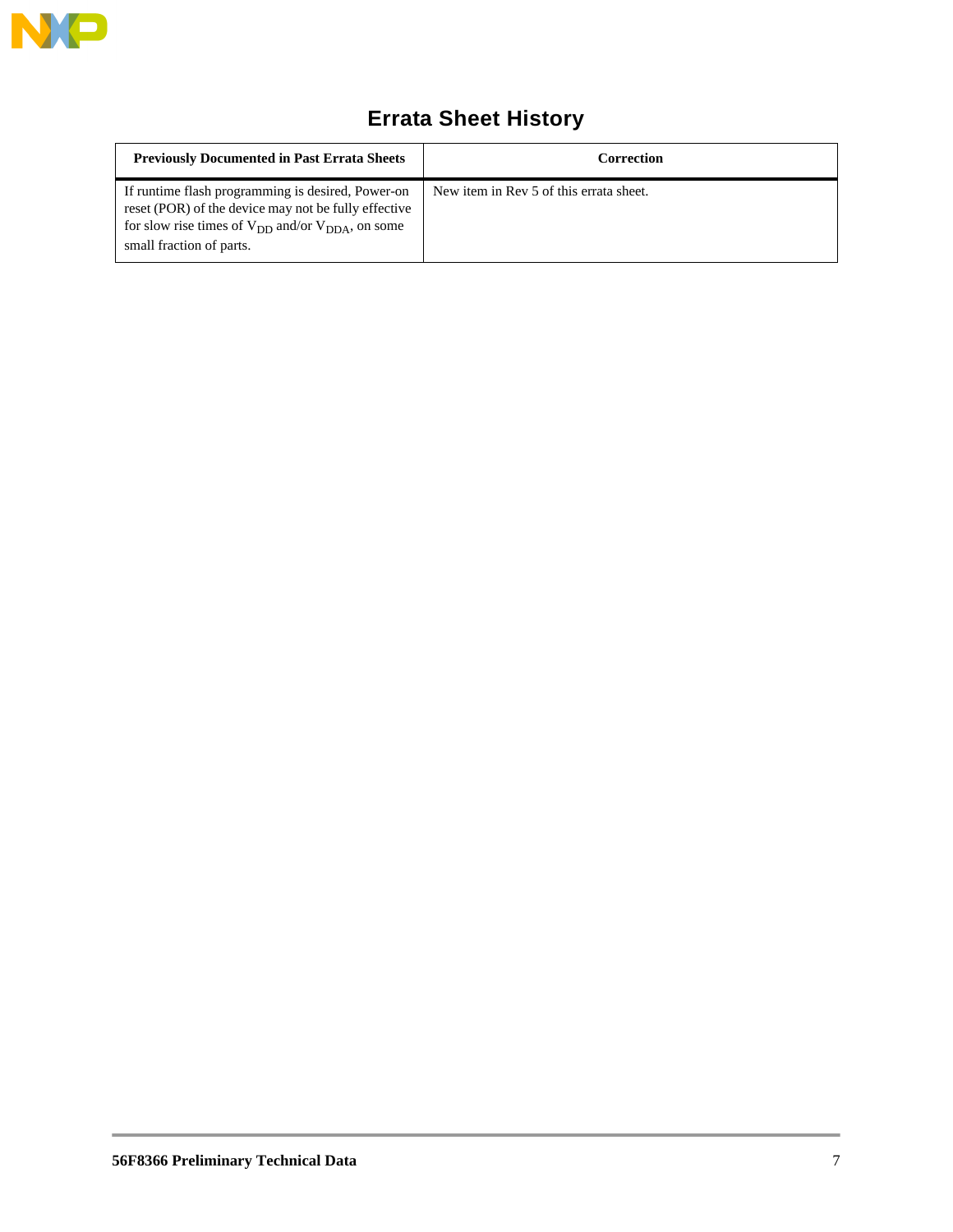# Errata Sheet History

| Previously Documented in Past Errata Sheets | Correction |
|---|---|
| If runtime flash programming is desired, Power-on reset (POR) of the device may not be fully effective for slow rise times of $V_{DD}$ and/or $V_{DDA}$, on some small fraction of parts. | New item in Rev 5 of this errata sheet. |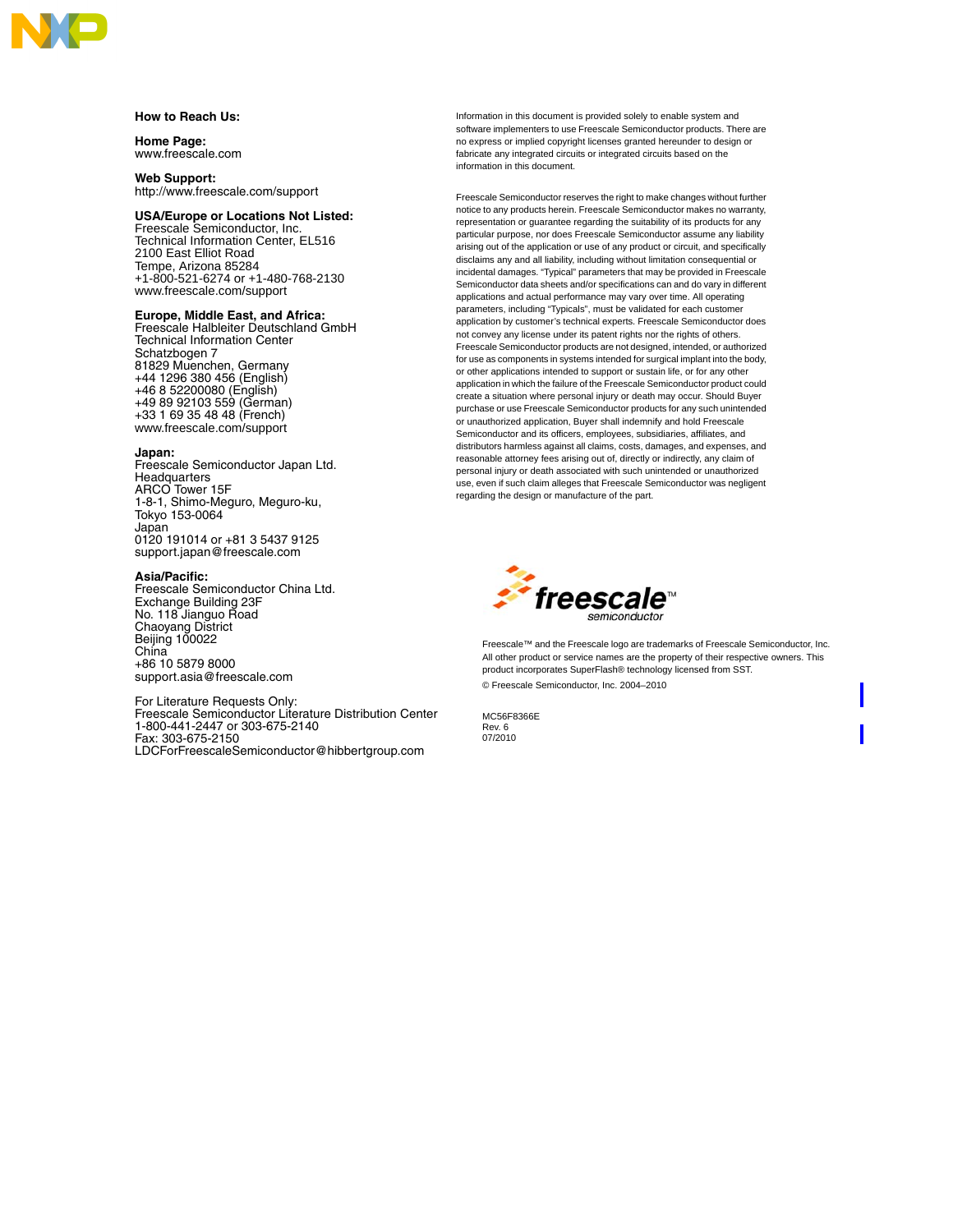**How to Reach Us:**

**Home Page:**
www.freescale.com

**Web Support:**
http://www.freescale.com/support

**USA/Europe or Locations Not Listed:**
Freescale Semiconductor, Inc.
Technical Information Center, EL516
2100 East Elliot Road
Tempe, Arizona 85284
+1-800-521-6274 or +1-480-768-2130
www.freescale.com/support

**Europe, Middle East, and Africa:**
Freescale Halbleiter Deutschland GmbH
Technical Information Center
Schatzbogen 7
81829 Muenchen, Germany
+44 1296 380 456 (English)
+46 8 52200080 (English)
+49 89 92103 559 (German)
+33 1 69 35 48 48 (French)
www.freescale.com/support

**Japan:**
Freescale Semiconductor Japan Ltd.
Headquarters
ARCO Tower 15F
1-8-1, Shimo-Meguro, Meguro-ku,
Tokyo 153-0064
Japan
0120 191014 or +81 3 5437 9125
support.japan@freescale.com

**Asia/Pacific:**
Freescale Semiconductor China Ltd.
Exchange Building 23F
No. 118 Jianguo Road
Chaoyang District
Beijing 100022
China
+86 10 5879 8000
support.asia@freescale.com

For Literature Requests Only:
Freescale Semiconductor Literature Distribution Center
1-800-441-2447 or 303-675-2140
Fax: 303-675-2150
LDCForFreescaleSemiconductor@hibbertgroup.com

Information in this document is provided solely to enable system and software implementers to use Freescale Semiconductor products. There are no express or implied copyright licenses granted hereunder to design or fabricate any integrated circuits or integrated circuits based on the information in this document.

Freescale Semiconductor reserves the right to make changes without further notice to any products herein. Freescale Semiconductor makes no warranty, representation or guarantee regarding the suitability of its products for any particular purpose, nor does Freescale Semiconductor assume any liability arising out of the application or use of any product or circuit, and specifically disclaims any and all liability, including without limitation consequential or incidental damages. "Typical" parameters that may be provided in Freescale Semiconductor data sheets and/or specifications can and do vary in different applications and actual performance may vary over time. All operating parameters, including "Typicals", must be validated for each customer application by customer's technical experts. Freescale Semiconductor does not convey any license under its patent rights nor the rights of others. Freescale Semiconductor products are not designed, intended, or authorized for use as components in systems intended for surgical implant into the body, or other applications intended to support or sustain life, or for any other application in which the failure of the Freescale Semiconductor product could create a situation where personal injury or death may occur. Should Buyer purchase or use Freescale Semiconductor products for any such unintended or unauthorized application, Buyer shall indemnify and hold Freescale Semiconductor and its officers, employees, subsidiaries, affiliates, and distributors harmless against all claims, costs, damages, and expenses, and reasonable attorney fees arising out of, directly or indirectly, any claim of personal injury or death associated with such unintended or unauthorized use, even if such claim alleges that Freescale Semiconductor was negligent regarding the design or manufacture of the part.

Freescale™ and the Freescale logo are trademarks of Freescale Semiconductor, Inc. All other product or service names are the property of their respective owners. This product incorporates SuperFlash® technology licensed from SST.

© Freescale Semiconductor, Inc. 2004–2010

MC56F8366E
Rev. 6
07/2010